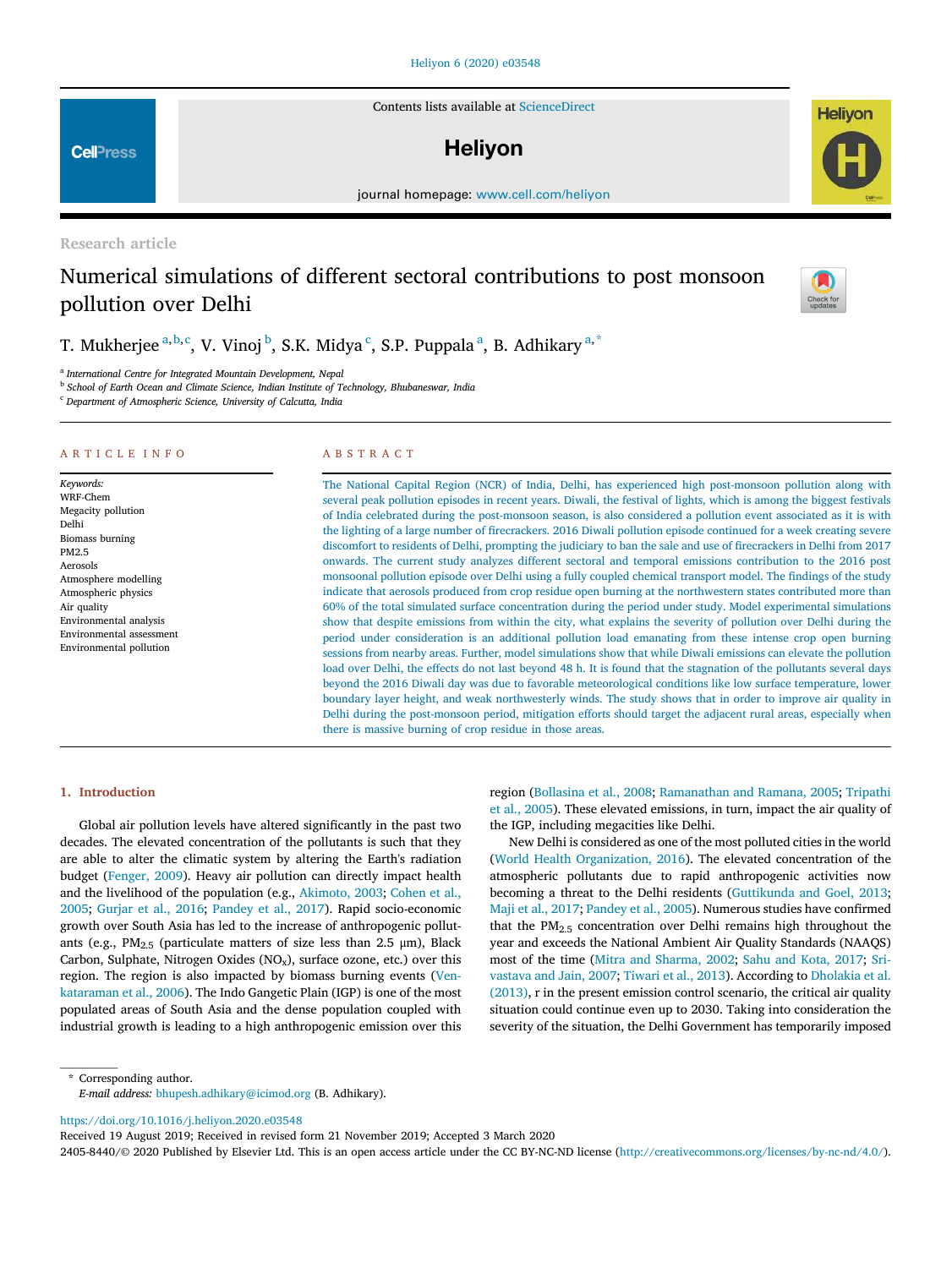Research article

# Numerical simulations of different sectoral contributions to post monsoon pollution over Delhi

T. Mukherjee [a,b,c], V. Vinoj [b], S.K. Midya [c], S.P. Puppala [a], B. Adhikary [a,*]

[a] International Centre for Integrated Mountain Development, Nepal
[b] School of Earth Ocean and Climate Science, Indian Institute of Technology, Bhubaneswar, India
[c] Department of Atmospheric Science, University of Calcutta, India

## ARTICLE INFO

*Keywords:*
WRF-Chem
Megacity pollution
Delhi
Biomass burning
PM2.5
Aerosols
Atmosphere modelling
Atmospheric physics
Air quality
Environmental analysis
Environmental assessment
Environmental pollution

## ABSTRACT

The National Capital Region (NCR) of India, Delhi, has experienced high post-monsoon pollution along with several peak pollution episodes in recent years. Diwali, the festival of lights, which is among the biggest festivals of India celebrated during the post-monsoon season, is also considered a pollution event associated as it is with the lighting of a large number of firecrackers. 2016 Diwali pollution episode continued for a week creating severe discomfort to residents of Delhi, prompting the judiciary to ban the sale and use of firecrackers in Delhi from 2017 onwards. The current study analyzes different sectoral and temporal emissions contribution to the 2016 post monsoonal pollution episode over Delhi using a fully coupled chemical transport model. The findings of the study indicate that aerosols produced from crop residue open burning at the northwestern states contributed more than 60% of the total simulated surface concentration during the period under study. Model experimental simulations show that despite emissions from within the city, what explains the severity of pollution over Delhi during the period under consideration is an additional pollution load emanating from these intense crop open burning sessions from nearby areas. Further, model simulations show that while Diwali emissions can elevate the pollution load over Delhi, the effects do not last beyond 48 h. It is found that the stagnation of the pollutants several days beyond the 2016 Diwali day was due to favorable meteorological conditions like low surface temperature, lower boundary layer height, and weak northwesterly winds. The study shows that in order to improve air quality in Delhi during the post-monsoon period, mitigation efforts should target the adjacent rural areas, especially when there is massive burning of crop residue in those areas.

## 1. Introduction

Global air pollution levels have altered significantly in the past two decades. The elevated concentration of the pollutants is such that they are able to alter the climatic system by altering the Earth's radiation budget (Fenger, 2009). Heavy air pollution can directly impact health and the livelihood of the population (e.g., Akimoto, 2003; Cohen et al., 2005; Gurjar et al., 2016; Pandey et al., 2017). Rapid socio-economic growth over South Asia has led to the increase of anthropogenic pollutants (e.g., $PM_{2.5}$ (particulate matters of size less than 2.5 μm), Black Carbon, Sulphate, Nitrogen Oxides ($NO_x$), surface ozone, etc.) over this region. The region is also impacted by biomass burning events (Venkataraman et al., 2006). The Indo Gangetic Plain (IGP) is one of the most populated areas of South Asia and the dense population coupled with industrial growth is leading to a high anthropogenic emission over this region (Bollasina et al., 2008; Ramanathan and Ramana, 2005; Tripathi et al., 2005). These elevated emissions, in turn, impact the air quality of the IGP, including megacities like Delhi.

New Delhi is considered as one of the most polluted cities in the world (World Health Organization, 2016). The elevated concentration of the atmospheric pollutants due to rapid anthropogenic activities now becoming a threat to the Delhi residents (Guttikunda and Goel, 2013; Maji et al., 2017; Pandey et al., 2005). Numerous studies have confirmed that the $PM_{2.5}$ concentration over Delhi remains high throughout the year and exceeds the National Ambient Air Quality Standards (NAAQS) most of the time (Mitra and Sharma, 2002; Sahu and Kota, 2017; Srivastava and Jain, 2007; Tiwari et al., 2013). According to Dholakia et al. (2013), r in the present emission control scenario, the critical air quality situation could continue even up to 2030. Taking into consideration the severity of the situation, the Delhi Government has temporarily imposed

\* Corresponding author.
*E-mail address:* bhupesh.adhikary@icimod.org (B. Adhikary).

https://doi.org/10.1016/j.heliyon.2020.e03548
Received 19 August 2019; Received in revised form 21 November 2019; Accepted 3 March 2020
2405-8440/© 2020 Published by Elsevier Ltd. This is an open access article under the CC BY-NC-ND license (http://creativecommons.org/licenses/by-nc-nd/4.0/).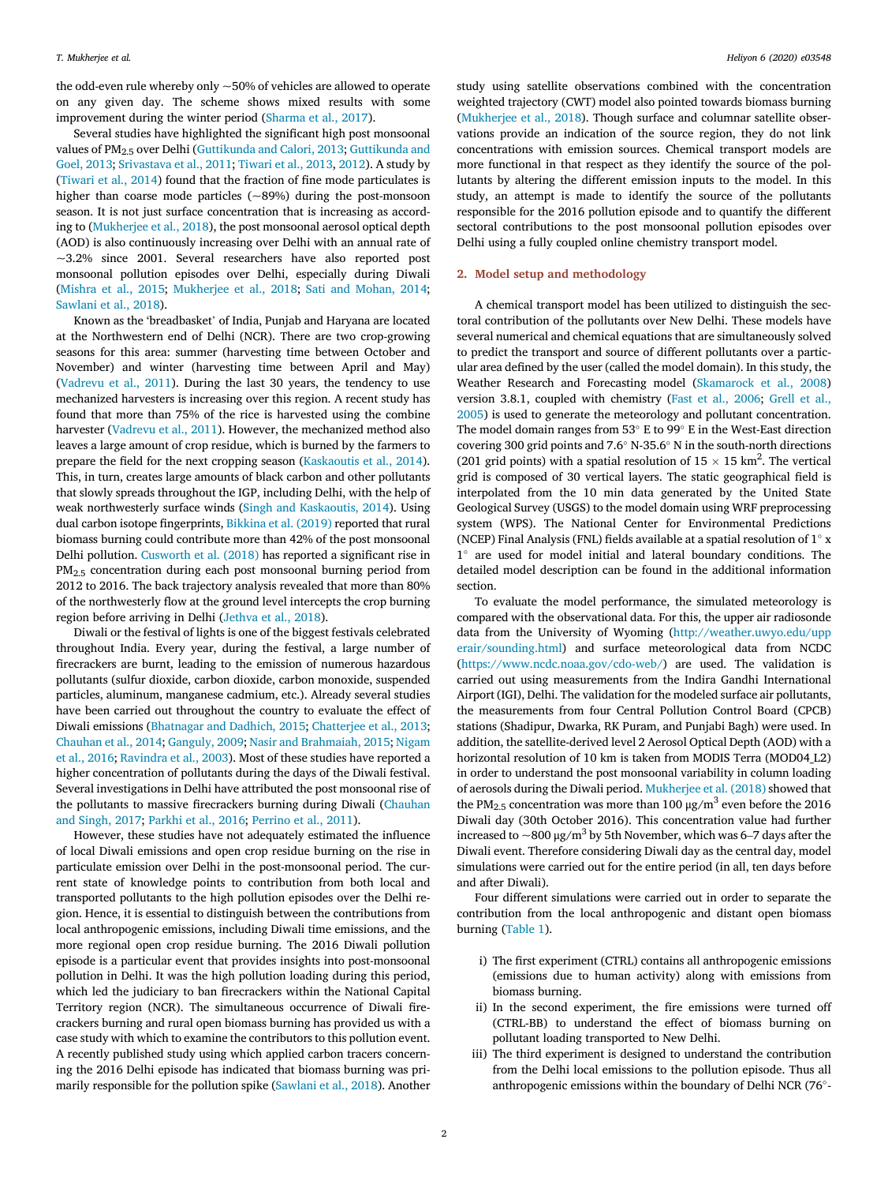the odd-even rule whereby only ~50% of vehicles are allowed to operate on any given day. The scheme shows mixed results with some improvement during the winter period (Sharma et al., 2017).

Several studies have highlighted the significant high post monsoonal values of $PM_{2.5}$ over Delhi (Guttikunda and Calori, 2013; Guttikunda and Goel, 2013; Srivastava et al., 2011; Tiwari et al., 2013, 2012). A study by (Tiwari et al., 2014) found that the fraction of fine mode particulates is higher than coarse mode particles (~89%) during the post-monsoon season. It is not just surface concentration that is increasing as according to (Mukherjee et al., 2018), the post monsoonal aerosol optical depth (AOD) is also continuously increasing over Delhi with an annual rate of ~3.2% since 2001. Several researchers have also reported post monsoonal pollution episodes over Delhi, especially during Diwali (Mishra et al., 2015; Mukherjee et al., 2018; Sati and Mohan, 2014; Sawlani et al., 2018).

Known as the 'breadbasket' of India, Punjab and Haryana are located at the Northwestern end of Delhi (NCR). There are two crop-growing seasons for this area: summer (harvesting time between October and November) and winter (harvesting time between April and May) (Vadrevu et al., 2011). During the last 30 years, the tendency to use mechanized harvesters is increasing over this region. A recent study has found that more than 75% of the rice is harvested using the combine harvester (Vadrevu et al., 2011). However, the mechanized method also leaves a large amount of crop residue, which is burned by the farmers to prepare the field for the next cropping season (Kaskaoutis et al., 2014). This, in turn, creates large amounts of black carbon and other pollutants that slowly spreads throughout the IGP, including Delhi, with the help of weak northwesterly surface winds (Singh and Kaskaoutis, 2014). Using dual carbon isotope fingerprints, Bikkina et al. (2019) reported that rural biomass burning could contribute more than 42% of the post monsoonal Delhi pollution. Cusworth et al. (2018) has reported a significant rise in $PM_{2.5}$ concentration during each post monsoonal burning period from 2012 to 2016. The back trajectory analysis revealed that more than 80% of the northwesterly flow at the ground level intercepts the crop burning region before arriving in Delhi (Jethva et al., 2018).

Diwali or the festival of lights is one of the biggest festivals celebrated throughout India. Every year, during the festival, a large number of firecrackers are burnt, leading to the emission of numerous hazardous pollutants (sulfur dioxide, carbon dioxide, carbon monoxide, suspended particles, aluminum, manganese cadmium, etc.). Already several studies have been carried out throughout the country to evaluate the effect of Diwali emissions (Bhatnagar and Dadhich, 2015; Chatterjee et al., 2013; Chauhan et al., 2014; Ganguly, 2009; Nasir and Brahmaiah, 2015; Nigam et al., 2016; Ravindra et al., 2003). Most of these studies have reported a higher concentration of pollutants during the days of the Diwali festival. Several investigations in Delhi have attributed the post monsoonal rise of the pollutants to massive firecrackers burning during Diwali (Chauhan and Singh, 2017; Parkhi et al., 2016; Perrino et al., 2011).

However, these studies have not adequately estimated the influence of local Diwali emissions and open crop residue burning on the rise in particulate emission over Delhi in the post-monsoonal period. The current state of knowledge points to contribution from both local and transported pollutants to the high pollution episodes over the Delhi region. Hence, it is essential to distinguish between the contributions from local anthropogenic emissions, including Diwali time emissions, and the more regional open crop residue burning. The 2016 Diwali pollution episode is a particular event that provides insights into post-monsoonal pollution in Delhi. It was the high pollution loading during this period, which led the judiciary to ban firecrackers within the National Capital Territory region (NCR). The simultaneous occurrence of Diwali firecrackers burning and rural open biomass burning has provided us with a case study with which to examine the contributors to this pollution event. A recently published study using which applied carbon tracers concerning the 2016 Delhi episode has indicated that biomass burning was primarily responsible for the pollution spike (Sawlani et al., 2018). Another study using satellite observations combined with the concentration weighted trajectory (CWT) model also pointed towards biomass burning (Mukherjee et al., 2018). Though surface and columnar satellite observations provide an indication of the source region, they do not link concentrations with emission sources. Chemical transport models are more functional in that respect as they identify the source of the pollutants by altering the different emission inputs to the model. In this study, an attempt is made to identify the source of the pollutants responsible for the 2016 pollution episode and to quantify the different sectoral contributions to the post monsoonal pollution episodes over Delhi using a fully coupled online chemistry transport model.

## 2. Model setup and methodology

A chemical transport model has been utilized to distinguish the sectoral contribution of the pollutants over New Delhi. These models have several numerical and chemical equations that are simultaneously solved to predict the transport and source of different pollutants over a particular area defined by the user (called the model domain). In this study, the Weather Research and Forecasting model (Skamarock et al., 2008) version 3.8.1, coupled with chemistry (Fast et al., 2006; Grell et al., 2005) is used to generate the meteorology and pollutant concentration. The model domain ranges from 53° E to 99° E in the West-East direction covering 300 grid points and 7.6° N-35.6° N in the south-north directions (201 grid points) with a spatial resolution of $15 \times 15$ km$^2$. The vertical grid is composed of 30 vertical layers. The static geographical field is interpolated from the 10 min data generated by the United State Geological Survey (USGS) to the model domain using WRF preprocessing system (WPS). The National Center for Environmental Predictions (NCEP) Final Analysis (FNL) fields available at a spatial resolution of 1° x 1° are used for model initial and lateral boundary conditions. The detailed model description can be found in the additional information section.

To evaluate the model performance, the simulated meteorology is compared with the observational data. For this, the upper air radiosonde data from the University of Wyoming (http://weather.uwyo.edu/upperair/sounding.html) and surface meteorological data from NCDC (https://www.ncdc.noaa.gov/cdo-web/) are used. The validation is carried out using measurements from the Indira Gandhi International Airport (IGI), Delhi. The validation for the modeled surface air pollutants, the measurements from four Central Pollution Control Board (CPCB) stations (Shadipur, Dwarka, RK Puram, and Punjabi Bagh) were used. In addition, the satellite-derived level 2 Aerosol Optical Depth (AOD) with a horizontal resolution of 10 km is taken from MODIS Terra (MOD04_L2) in order to understand the post monsoonal variability in column loading of aerosols during the Diwali period. Mukherjee et al. (2018) showed that the $PM_{2.5}$ concentration was more than 100 μg/m$^3$ even before the 2016 Diwali day (30th October 2016). This concentration value had further increased to ~800 μg/m$^3$ by 5th November, which was 6–7 days after the Diwali event. Therefore considering Diwali day as the central day, model simulations were carried out for the entire period (in all, ten days before and after Diwali).

Four different simulations were carried out in order to separate the contribution from the local anthropogenic and distant open biomass burning (Table 1).

i) The first experiment (CTRL) contains all anthropogenic emissions (emissions due to human activity) along with emissions from biomass burning.

ii) In the second experiment, the fire emissions were turned off (CTRL-BB) to understand the effect of biomass burning on pollutant loading transported to New Delhi.

iii) The third experiment is designed to understand the contribution from the Delhi local emissions to the pollution episode. Thus all anthropogenic emissions within the boundary of Delhi NCR (76°-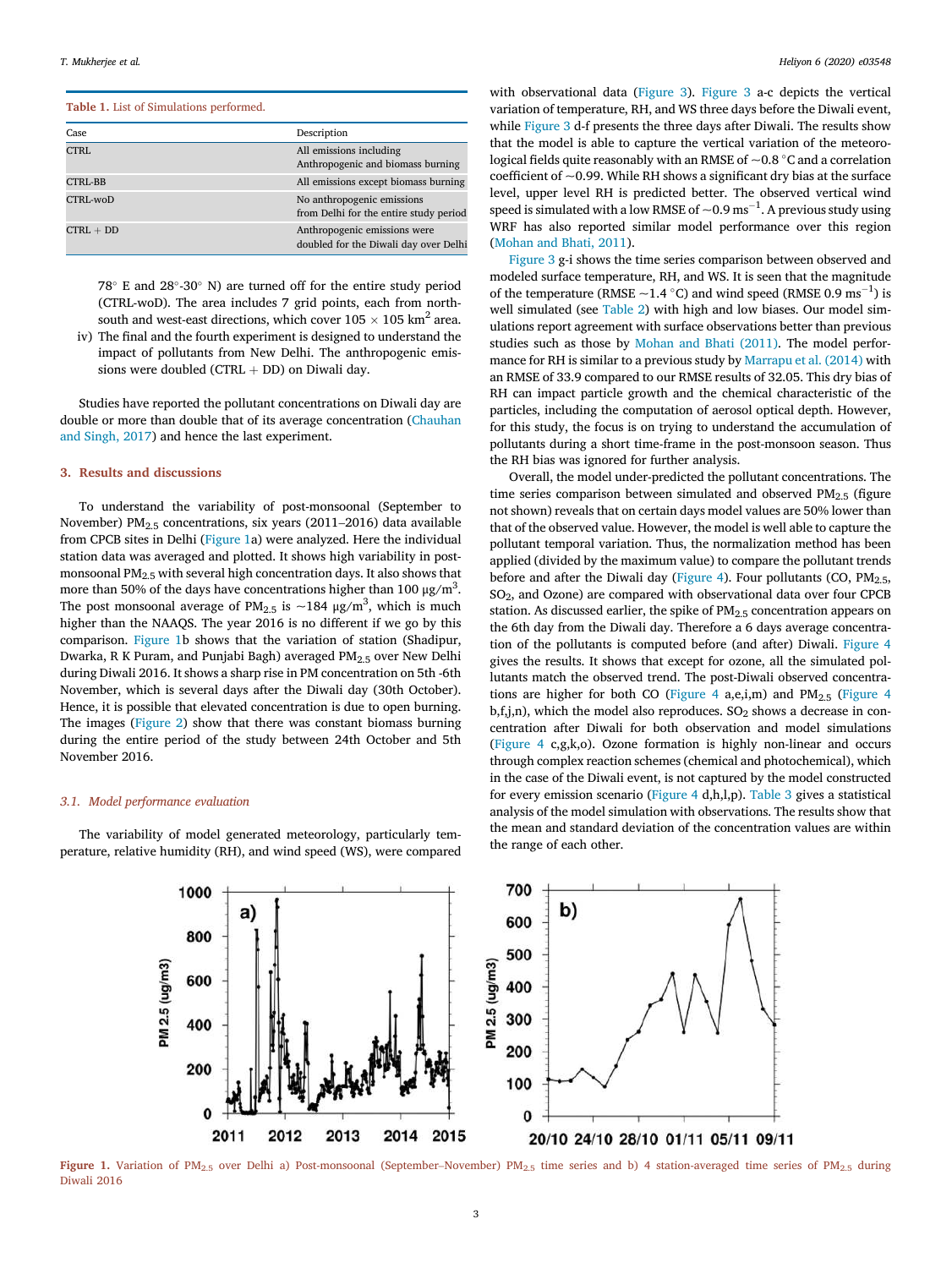**Table 1.** List of Simulations performed.

| Case | Description |
|---|---|
| CTRL | All emissions including Anthropogenic and biomass burning |
| CTRL-BB | All emissions except biomass burning |
| CTRL-woD | No anthropogenic emissions from Delhi for the entire study period |
| CTRL + DD | Anthropogenic emissions were doubled for the Diwali day over Delhi |

78° E and 28°-30° N) are turned off for the entire study period (CTRL-woD). The area includes 7 grid points, each from north-south and west-east directions, which cover 105 × 105 km$^2$ area.

iv) The final and the fourth experiment is designed to understand the impact of pollutants from New Delhi. The anthropogenic emissions were doubled (CTRL + DD) on Diwali day.

Studies have reported the pollutant concentrations on Diwali day are double or more than double that of its average concentration (Chauhan and Singh, 2017) and hence the last experiment.

## 3. Results and discussions

To understand the variability of post-monsoonal (September to November) $PM_{2.5}$ concentrations, six years (2011–2016) data available from CPCB sites in Delhi (Figure 1a) were analyzed. Here the individual station data was averaged and plotted. It shows high variability in post-monsoonal $PM_{2.5}$ with several high concentration days. It also shows that more than 50% of the days have concentrations higher than 100 μg/m$^3$. The post monsoonal average of $PM_{2.5}$ is ~184 μg/m$^3$, which is much higher than the NAAQS. The year 2016 is no different if we go by this comparison. Figure 1b shows that the variation of station (Shadipur, Dwarka, R K Puram, and Punjabi Bagh) averaged $PM_{2.5}$ over New Delhi during Diwali 2016. It shows a sharp rise in PM concentration on 5th -6th November, which is several days after the Diwali day (30th October). Hence, it is possible that elevated concentration is due to open burning. The images (Figure 2) show that there was constant biomass burning during the entire period of the study between 24th October and 5th November 2016.

### 3.1. Model performance evaluation

The variability of model generated meteorology, particularly temperature, relative humidity (RH), and wind speed (WS), were compared with observational data (Figure 3). Figure 3 a-c depicts the vertical variation of temperature, RH, and WS three days before the Diwali event, while Figure 3 d-f presents the three days after Diwali. The results show that the model is able to capture the vertical variation of the meteorological fields quite reasonably with an RMSE of ~0.8 °C and a correlation coefficient of ~0.99. While RH shows a significant dry bias at the surface level, upper level RH is predicted better. The observed vertical wind speed is simulated with a low RMSE of ~0.9 ms$^{-1}$. A previous study using WRF has also reported similar model performance over this region (Mohan and Bhati, 2011).

Figure 3 g-i shows the time series comparison between observed and modeled surface temperature, RH, and WS. It is seen that the magnitude of the temperature (RMSE ~1.4 °C) and wind speed (RMSE 0.9 ms$^{-1}$) is well simulated (see Table 2) with high and low biases. Our model simulations report agreement with surface observations better than previous studies such as those by Mohan and Bhati (2011). The model performance for RH is similar to a previous study by Marrapu et al. (2014) with an RMSE of 33.9 compared to our RMSE results of 32.05. This dry bias of RH can impact particle growth and the chemical characteristic of the particles, including the computation of aerosol optical depth. However, for this study, the focus is on trying to understand the accumulation of pollutants during a short time-frame in the post-monsoon season. Thus the RH bias was ignored for further analysis.

Overall, the model under-predicted the pollutant concentrations. The time series comparison between simulated and observed $PM_{2.5}$ (figure not shown) reveals that on certain days model values are 50% lower than that of the observed value. However, the model is well able to capture the pollutant temporal variation. Thus, the normalization method has been applied (divided by the maximum value) to compare the pollutant trends before and after the Diwali day (Figure 4). Four pollutants (CO, $PM_{2.5}$, $SO_2$, and Ozone) are compared with observational data over four CPCB station. As discussed earlier, the spike of $PM_{2.5}$ concentration appears on the 6th day from the Diwali day. Therefore a 6 days average concentration of the pollutants is computed before (and after) Diwali. Figure 4 gives the results. It shows that except for ozone, all the simulated pollutants match the observed trend. The post-Diwali observed concentrations are higher for both CO (Figure 4 a,e,i,m) and $PM_{2.5}$ (Figure 4 b,f,j,n), which the model also reproduces. $SO_2$ shows a decrease in concentration after Diwali for both observation and model simulations (Figure 4 c,g,k,o). Ozone formation is highly non-linear and occurs through complex reaction schemes (chemical and photochemical), which in the case of the Diwali event, is not captured by the model constructed for every emission scenario (Figure 4 d,h,l,p). Table 3 gives a statistical analysis of the model simulation with observations. The results show that the mean and standard deviation of the concentration values are within the range of each other.

**Figure 1.** Variation of $PM_{2.5}$ over Delhi a) Post-monsoonal (September–November) $PM_{2.5}$ time series and b) 4 station-averaged time series of $PM_{2.5}$ during Diwali 2016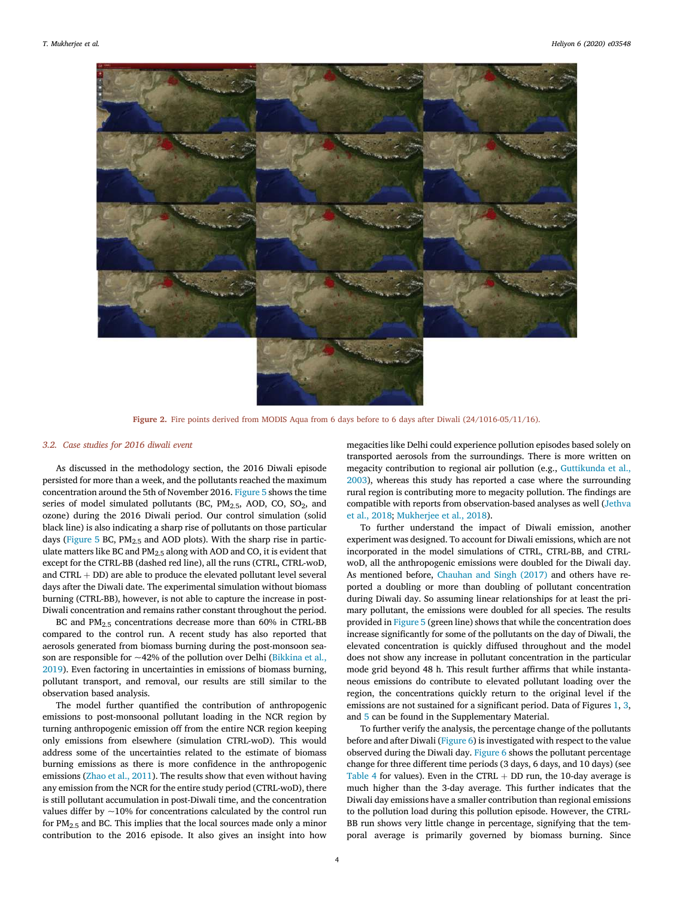Figure 2. Fire points derived from MODIS Aqua from 6 days before to 6 days after Diwali (24/1016-05/11/16).

### 3.2. Case studies for 2016 diwali event

As discussed in the methodology section, the 2016 Diwali episode persisted for more than a week, and the pollutants reached the maximum concentration around the 5th of November 2016. Figure 5 shows the time series of model simulated pollutants (BC, $PM_{2.5}$, AOD, CO, $SO_2$, and ozone) during the 2016 Diwali period. Our control simulation (solid black line) is also indicating a sharp rise of pollutants on those particular days (Figure 5 BC, $PM_{2.5}$ and AOD plots). With the sharp rise in particulate matters like BC and $PM_{2.5}$ along with AOD and CO, it is evident that except for the CTRL-BB (dashed red line), all the runs (CTRL, CTRL-woD, and CTRL + DD) are able to produce the elevated pollutant level several days after the Diwali date. The experimental simulation without biomass burning (CTRL-BB), however, is not able to capture the increase in post-Diwali concentration and remains rather constant throughout the period.

BC and $PM_{2.5}$ concentrations decrease more than 60% in CTRL-BB compared to the control run. A recent study has also reported that aerosols generated from biomass burning during the post-monsoon season are responsible for ~42% of the pollution over Delhi (Bikkina et al., 2019). Even factoring in uncertainties in emissions of biomass burning, pollutant transport, and removal, our results are still similar to the observation based analysis.

The model further quantified the contribution of anthropogenic emissions to post-monsoonal pollutant loading in the NCR region by turning anthropogenic emission off from the entire NCR region keeping only emissions from elsewhere (simulation CTRL-woD). This would address some of the uncertainties related to the estimate of biomass burning emissions as there is more confidence in the anthropogenic emissions (Zhao et al., 2011). The results show that even without having any emission from the NCR for the entire study period (CTRL-woD), there is still pollutant accumulation in post-Diwali time, and the concentration values differ by ~10% for concentrations calculated by the control run for $PM_{2.5}$ and BC. This implies that the local sources made only a minor contribution to the 2016 episode. It also gives an insight into how megacities like Delhi could experience pollution episodes based solely on transported aerosols from the surroundings. There is more written on megacity contribution to regional air pollution (e.g., Guttikunda et al., 2003), whereas this study has reported a case where the surrounding rural region is contributing more to megacity pollution. The findings are compatible with reports from observation-based analyses as well (Jethva et al., 2018; Mukherjee et al., 2018).

To further understand the impact of Diwali emission, another experiment was designed. To account for Diwali emissions, which are not incorporated in the model simulations of CTRL, CTRL-BB, and CTRL-woD, all the anthropogenic emissions were doubled for the Diwali day. As mentioned before, Chauhan and Singh (2017) and others have reported a doubling or more than doubling of pollutant concentration during Diwali day. So assuming linear relationships for at least the primary pollutant, the emissions were doubled for all species. The results provided in Figure 5 (green line) shows that while the concentration does increase significantly for some of the pollutants on the day of Diwali, the elevated concentration is quickly diffused throughout and the model does not show any increase in pollutant concentration in the particular mode grid beyond 48 h. This result further affirms that while instantaneous emissions do contribute to elevated pollutant loading over the region, the concentrations quickly return to the original level if the emissions are not sustained for a significant period. Data of Figures 1, 3, and 5 can be found in the Supplementary Material.

To further verify the analysis, the percentage change of the pollutants before and after Diwali (Figure 6) is investigated with respect to the value observed during the Diwali day. Figure 6 shows the pollutant percentage change for three different time periods (3 days, 6 days, and 10 days) (see Table 4 for values). Even in the CTRL + DD run, the 10-day average is much higher than the 3-day average. This further indicates that the Diwali day emissions have a smaller contribution than regional emissions to the pollution load during this pollution episode. However, the CTRL-BB run shows very little change in percentage, signifying that the temporal average is primarily governed by biomass burning. Since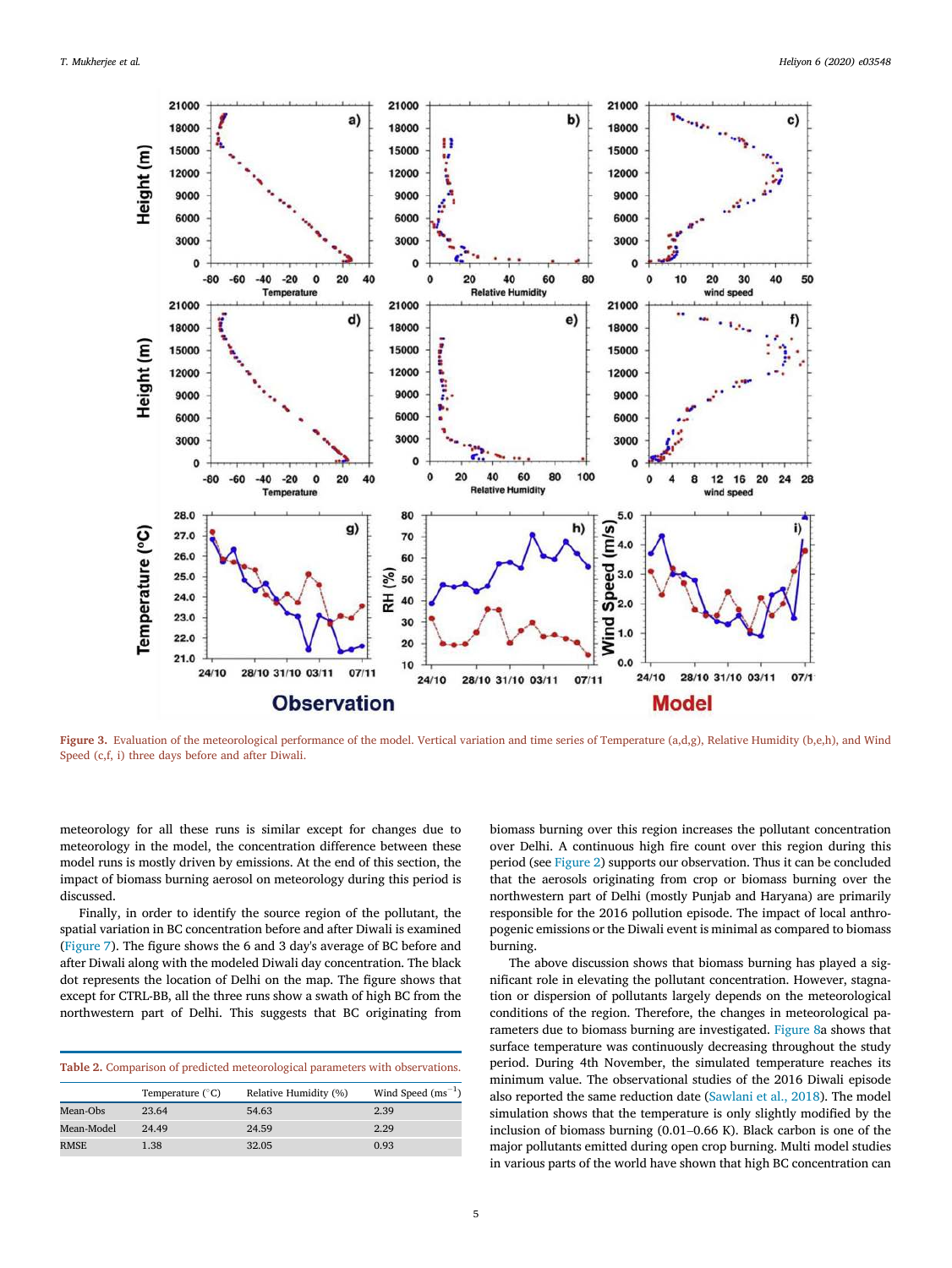**Figure 3.** Evaluation of the meteorological performance of the model. Vertical variation and time series of Temperature (a,d,g), Relative Humidity (b,e,h), and Wind Speed (c,f, i) three days before and after Diwali.

meteorology for all these runs is similar except for changes due to meteorology in the model, the concentration difference between these model runs is mostly driven by emissions. At the end of this section, the impact of biomass burning aerosol on meteorology during this period is discussed.

Finally, in order to identify the source region of the pollutant, the spatial variation in BC concentration before and after Diwali is examined (Figure 7). The figure shows the 6 and 3 day's average of BC before and after Diwali along with the modeled Diwali day concentration. The black dot represents the location of Delhi on the map. The figure shows that except for CTRL-BB, all the three runs show a swath of high BC from the northwestern part of Delhi. This suggests that BC originating from biomass burning over this region increases the pollutant concentration over Delhi. A continuous high fire count over this region during this period (see Figure 2) supports our observation. Thus it can be concluded that the aerosols originating from crop or biomass burning over the northwestern part of Delhi (mostly Punjab and Haryana) are primarily responsible for the 2016 pollution episode. The impact of local anthropogenic emissions or the Diwali event is minimal as compared to biomass burning.

**Table 2.** Comparison of predicted meteorological parameters with observations.

| | Temperature (°C) | Relative Humidity (%) | Wind Speed (ms$^{-1}$) |
|---|---|---|---|
| Mean-Obs | 23.64 | 54.63 | 2.39 |
| Mean-Model | 24.49 | 24.59 | 2.29 |
| RMSE | 1.38 | 32.05 | 0.93 |

The above discussion shows that biomass burning has played a significant role in elevating the pollutant concentration. However, stagnation or dispersion of pollutants largely depends on the meteorological conditions of the region. Therefore, the changes in meteorological parameters due to biomass burning are investigated. Figure 8a shows that surface temperature was continuously decreasing throughout the study period. During 4th November, the simulated temperature reaches its minimum value. The observational studies of the 2016 Diwali episode also reported the same reduction date (Sawlani et al., 2018). The model simulation shows that the temperature is only slightly modified by the inclusion of biomass burning (0.01–0.66 K). Black carbon is one of the major pollutants emitted during open crop burning. Multi model studies in various parts of the world have shown that high BC concentration can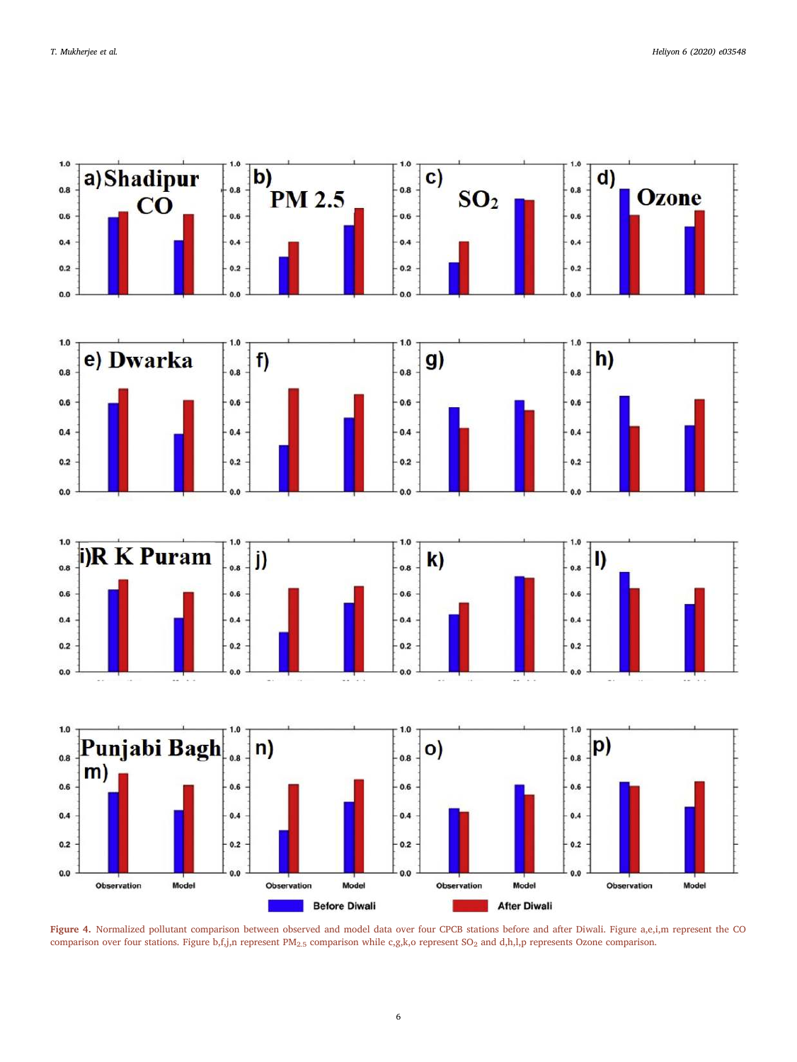Figure 4. Normalized pollutant comparison between observed and model data over four CPCB stations before and after Diwali. Figure a,e,i,m represent the CO comparison over four stations. Figure b,f,j,n represent $PM_{2.5}$ comparison while c,g,k,o represent $SO_2$ and d,h,l,p represents Ozone comparison.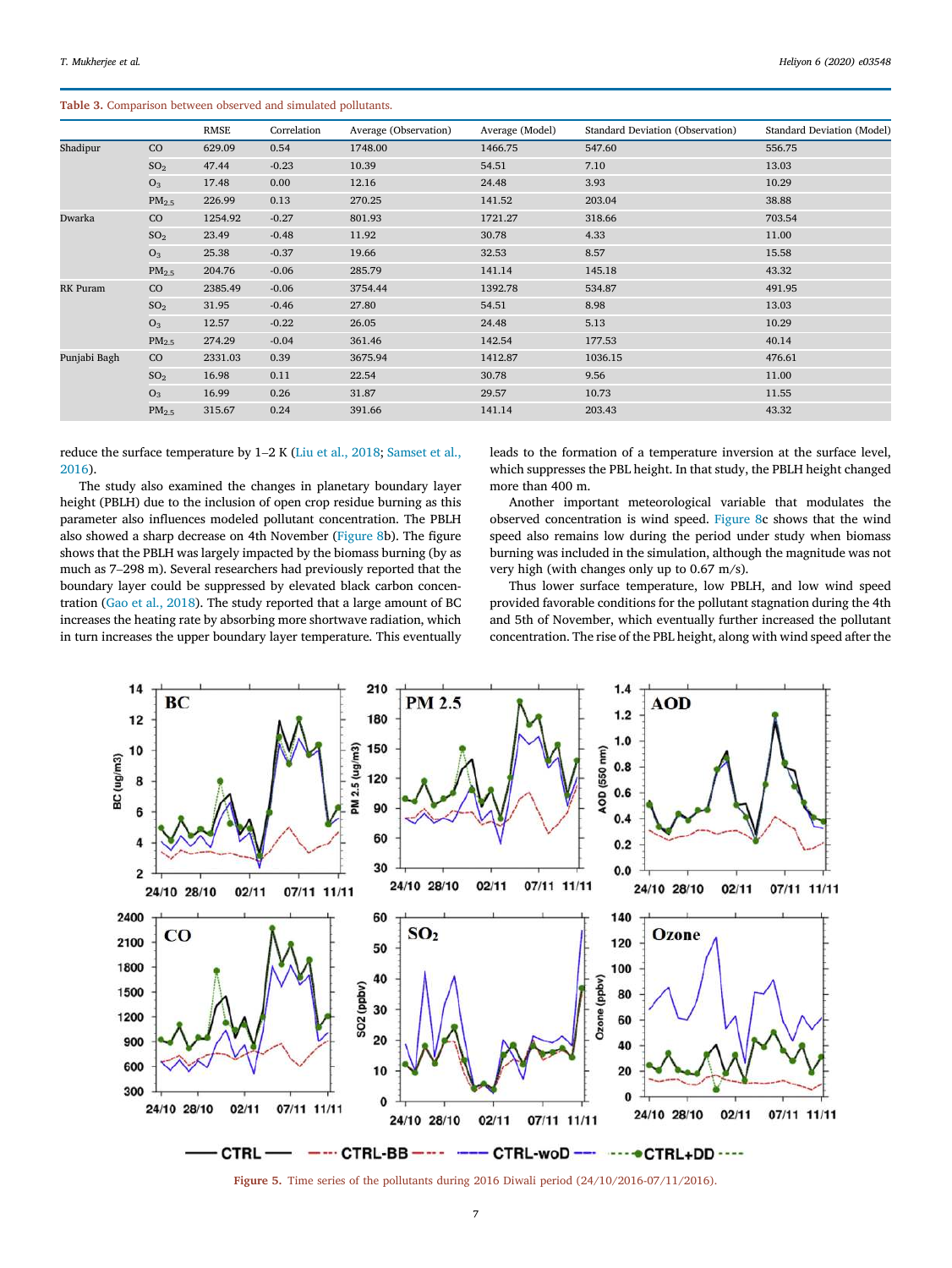**Table 3.** Comparison between observed and simulated pollutants.

| | | RMSE | Correlation | Average (Observation) | Average (Model) | Standard Deviation (Observation) | Standard Deviation (Model) |
|---|---|---|---|---|---|---|---|
| Shadipur | CO | 629.09 | 0.54 | 1748.00 | 1466.75 | 547.60 | 556.75 |
| | $SO_2$ | 47.44 | -0.23 | 10.39 | 54.51 | 7.10 | 13.03 |
| | $O_3$ | 17.48 | 0.00 | 12.16 | 24.48 | 3.93 | 10.29 |
| | $PM_{2.5}$ | 226.99 | 0.13 | 270.25 | 141.52 | 203.04 | 38.88 |
| Dwarka | CO | 1254.92 | -0.27 | 801.93 | 1721.27 | 318.66 | 703.54 |
| | $SO_2$ | 23.49 | -0.48 | 11.92 | 30.78 | 4.33 | 11.00 |
| | $O_3$ | 25.38 | -0.37 | 19.66 | 32.53 | 8.57 | 15.58 |
| | $PM_{2.5}$ | 204.76 | -0.06 | 285.79 | 141.14 | 145.18 | 43.32 |
| RK Puram | CO | 2385.49 | -0.06 | 3754.44 | 1392.78 | 534.87 | 491.95 |
| | $SO_2$ | 31.95 | -0.46 | 27.80 | 54.51 | 8.98 | 13.03 |
| | $O_3$ | 12.57 | -0.22 | 26.05 | 24.48 | 5.13 | 10.29 |
| | $PM_{2.5}$ | 274.29 | -0.04 | 361.46 | 142.54 | 177.53 | 40.14 |
| Punjabi Bagh | CO | 2331.03 | 0.39 | 3675.94 | 1412.87 | 1036.15 | 476.61 |
| | $SO_2$ | 16.98 | 0.11 | 22.54 | 30.78 | 9.56 | 11.00 |
| | $O_3$ | 16.99 | 0.26 | 31.87 | 29.57 | 10.73 | 11.55 |
| | $PM_{2.5}$ | 315.67 | 0.24 | 391.66 | 141.14 | 203.43 | 43.32 |

reduce the surface temperature by 1–2 K (Liu et al., 2018; Samset et al., 2016).

The study also examined the changes in planetary boundary layer height (PBLH) due to the inclusion of open crop residue burning as this parameter also influences modeled pollutant concentration. The PBLH also showed a sharp decrease on 4th November (Figure 8b). The figure shows that the PBLH was largely impacted by the biomass burning (by as much as 7–298 m). Several researchers had previously reported that the boundary layer could be suppressed by elevated black carbon concentration (Gao et al., 2018). The study reported that a large amount of BC increases the heating rate by absorbing more shortwave radiation, which in turn increases the upper boundary layer temperature. This eventually leads to the formation of a temperature inversion at the surface level, which suppresses the PBL height. In that study, the PBLH height changed more than 400 m.

Another important meteorological variable that modulates the observed concentration is wind speed. Figure 8c shows that the wind speed also remains low during the period under study when biomass burning was included in the simulation, although the magnitude was not very high (with changes only up to 0.67 m/s).

Thus lower surface temperature, low PBLH, and low wind speed provided favorable conditions for the pollutant stagnation during the 4th and 5th of November, which eventually further increased the pollutant concentration. The rise of the PBL height, along with wind speed after the

**Figure 5.** Time series of the pollutants during 2016 Diwali period (24/10/2016-07/11/2016).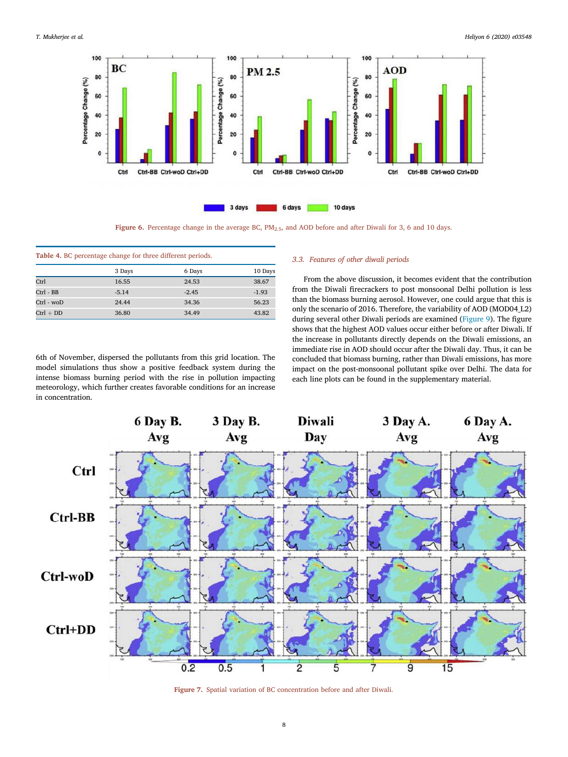Figure 6. Percentage change in the average BC, $PM_{2.5}$, and AOD before and after Diwali for 3, 6 and 10 days.

Table 4. BC percentage change for three different periods.

| | 3 Days | 6 Days | 10 Days |
|---|---|---|---|
| Ctrl | 16.55 | 24.53 | 38.67 |
| Ctrl - BB | -5.14 | -2.45 | -1.93 |
| Ctrl - woD | 24.44 | 34.36 | 56.23 |
| Ctrl + DD | 36.80 | 34.49 | 43.82 |

6th of November, dispersed the pollutants from this grid location. The model simulations thus show a positive feedback system during the intense biomass burning period with the rise in pollution impacting meteorology, which further creates favorable conditions for an increase in concentration.

### 3.3. Features of other diwali periods

From the above discussion, it becomes evident that the contribution from the Diwali firecrackers to post monsoonal Delhi pollution is less than the biomass burning aerosol. However, one could argue that this is only the scenario of 2016. Therefore, the variability of AOD (MOD04_L2) during several other Diwali periods are examined (Figure 9). The figure shows that the highest AOD values occur either before or after Diwali. If the increase in pollutants directly depends on the Diwali emissions, an immediate rise in AOD should occur after the Diwali day. Thus, it can be concluded that biomass burning, rather than Diwali emissions, has more impact on the post-monsoonal pollutant spike over Delhi. The data for each line plots can be found in the supplementary material.

Figure 7. Spatial variation of BC concentration before and after Diwali.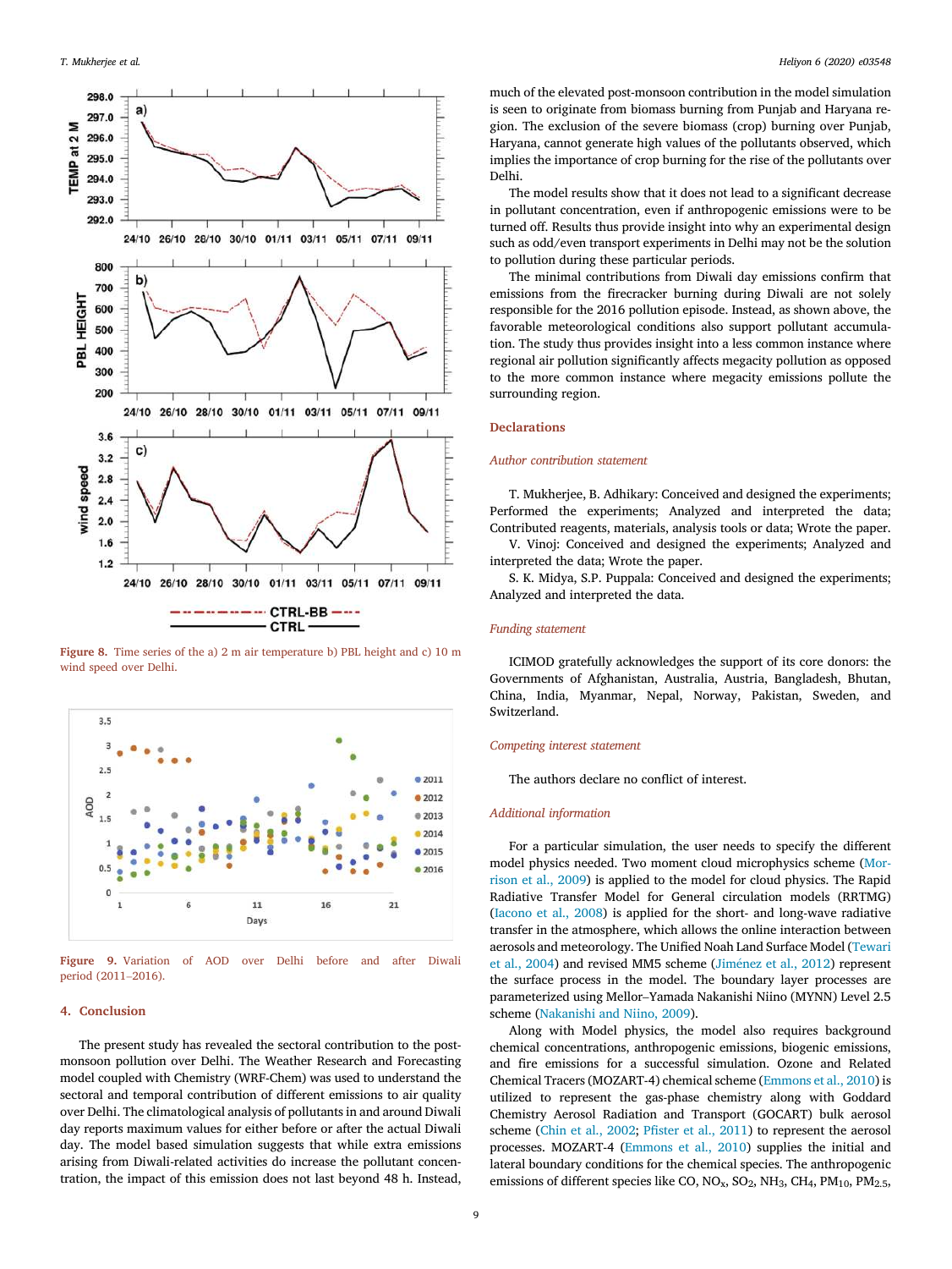298.0
297.0
296.0
295.0
294.0
293.0
292.0
TEMP at 2 M
a)
24/10 26/10 28/10 30/10 01/11 03/11 05/11 07/11 09/11

800
700
600
500
400
300
200
PBL HEIGHT
b)
24/10 26/10 28/10 30/10 01/11 03/11 05/11 07/11 09/11

3.6
3.2
2.8
2.4
2.0
1.6
1.2
wind speed
c)
24/10 26/10 28/10 30/10 01/11 03/11 05/11 07/11 09/11

CTRL-BB
CTRL

**Figure 8.** Time series of the a) 2 m air temperature b) PBL height and c) 10 m wind speed over Delhi.

3.5
3
2.5
2
1.5
1
0.5
0
AOD
1 6 11 16 21
Days
2011
2012
2013
2014
2015
2016

**Figure 9.** Variation of AOD over Delhi before and after Diwali period (2011–2016).

## 4. Conclusion

The present study has revealed the sectoral contribution to the post-monsoon pollution over Delhi. The Weather Research and Forecasting model coupled with Chemistry (WRF-Chem) was used to understand the sectoral and temporal contribution of different emissions to air quality over Delhi. The climatological analysis of pollutants in and around Diwali day reports maximum values for either before or after the actual Diwali day. The model based simulation suggests that while extra emissions arising from Diwali-related activities do increase the pollutant concentration, the impact of this emission does not last beyond 48 h. Instead, much of the elevated post-monsoon contribution in the model simulation is seen to originate from biomass burning from Punjab and Haryana region. The exclusion of the severe biomass (crop) burning over Punjab, Haryana, cannot generate high values of the pollutants observed, which implies the importance of crop burning for the rise of the pollutants over Delhi.

The model results show that it does not lead to a significant decrease in pollutant concentration, even if anthropogenic emissions were to be turned off. Results thus provide insight into why an experimental design such as odd/even transport experiments in Delhi may not be the solution to pollution during these particular periods.

The minimal contributions from Diwali day emissions confirm that emissions from the firecracker burning during Diwali are not solely responsible for the 2016 pollution episode. Instead, as shown above, the favorable meteorological conditions also support pollutant accumulation. The study thus provides insight into a less common instance where regional air pollution significantly affects megacity pollution as opposed to the more common instance where megacity emissions pollute the surrounding region.

## Declarations

### Author contribution statement

T. Mukherjee, B. Adhikary: Conceived and designed the experiments; Performed the experiments; Analyzed and interpreted the data; Contributed reagents, materials, analysis tools or data; Wrote the paper.

V. Vinoj: Conceived and designed the experiments; Analyzed and interpreted the data; Wrote the paper.

S. K. Midya, S.P. Puppala: Conceived and designed the experiments; Analyzed and interpreted the data.

### Funding statement

ICIMOD gratefully acknowledges the support of its core donors: the Governments of Afghanistan, Australia, Austria, Bangladesh, Bhutan, China, India, Myanmar, Nepal, Norway, Pakistan, Sweden, and Switzerland.

### Competing interest statement

The authors declare no conflict of interest.

### Additional information

For a particular simulation, the user needs to specify the different model physics needed. Two moment cloud microphysics scheme (Morrison et al., 2009) is applied to the model for cloud physics. The Rapid Radiative Transfer Model for General circulation models (RRTMG) (Iacono et al., 2008) is applied for the short- and long-wave radiative transfer in the atmosphere, which allows the online interaction between aerosols and meteorology. The Unified Noah Land Surface Model (Tewari et al., 2004) and revised MM5 scheme (Jiménez et al., 2012) represent the surface process in the model. The boundary layer processes are parameterized using Mellor–Yamada Nakanishi Niino (MYNN) Level 2.5 scheme (Nakanishi and Niino, 2009).

Along with Model physics, the model also requires background chemical concentrations, anthropogenic emissions, biogenic emissions, and fire emissions for a successful simulation. Ozone and Related Chemical Tracers (MOZART-4) chemical scheme (Emmons et al., 2010) is utilized to represent the gas-phase chemistry along with Goddard Chemistry Aerosol Radiation and Transport (GOCART) bulk aerosol scheme (Chin et al., 2002; Pfister et al., 2011) to represent the aerosol processes. MOZART-4 (Emmons et al., 2010) supplies the initial and lateral boundary conditions for the chemical species. The anthropogenic emissions of different species like CO, $NO_x$, $SO_2$, $NH_3$, $CH_4$, $PM_{10}$, $PM_{2.5}$,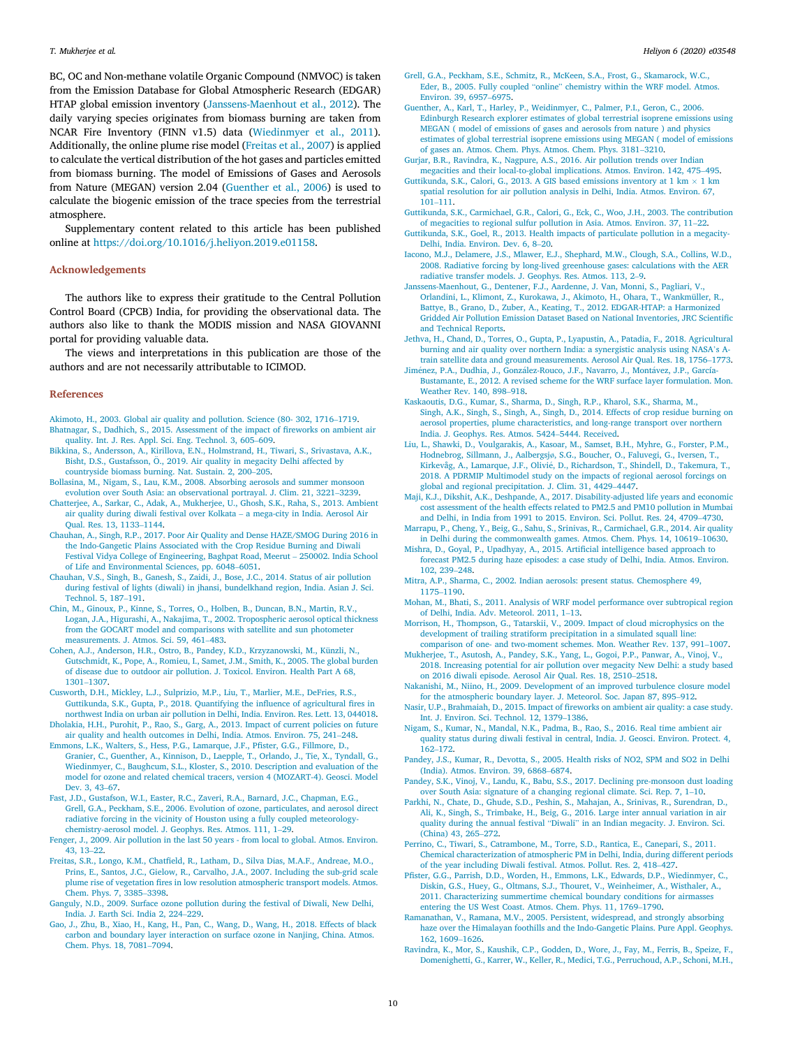BC, OC and Non-methane volatile Organic Compound (NMVOC) is taken from the Emission Database for Global Atmospheric Research (EDGAR) HTAP global emission inventory (Janssens-Maenhout et al., 2012). The daily varying species originates from biomass burning are taken from NCAR Fire Inventory (FINN v1.5) data (Wiedinmyer et al., 2011). Additionally, the online plume rise model (Freitas et al., 2007) is applied to calculate the vertical distribution of the hot gases and particles emitted from biomass burning. The model of Emissions of Gases and Aerosols from Nature (MEGAN) version 2.04 (Guenther et al., 2006) is used to calculate the biogenic emission of the trace species from the terrestrial atmosphere.

Supplementary content related to this article has been published online at https://doi.org/10.1016/j.heliyon.2019.e01158.

## Acknowledgements

The authors like to express their gratitude to the Central Pollution Control Board (CPCB) India, for providing the observational data. The authors also like to thank the MODIS mission and NASA GIOVANNI portal for providing valuable data.

The views and interpretations in this publication are those of the authors and are not necessarily attributable to ICIMOD.

## References

Akimoto, H., 2003. Global air quality and pollution. Science (80- 302, 1716–1719.

Bhatnagar, S., Dadhich, S., 2015. Assessment of the impact of fireworks on ambient air quality. Int. J. Res. Appl. Sci. Eng. Technol. 3, 605–609.

Bikkina, S., Andersson, A., Kirillova, E.N., Holmstrand, H., Tiwari, S., Srivastava, A.K., Bisht, D.S., Gustafsson, O., 2019. Air quality in megacity Delhi affected by countryside biomass burning. Nat. Sustain. 2, 200–205.

Bollasina, M., Nigam, S., Lau, K.M., 2008. Absorbing aerosols and summer monsoon evolution over South Asia: an observational portrayal. J. Clim. 21, 3221–3239.

Chatterjee, A., Sarkar, C., Adak, A., Mukherjee, U., Ghosh, S.K., Raha, S., 2013. Ambient air quality during diwali festival over Kolkata – a mega-city in India. Aerosol Air Qual. Res. 13, 1133–1144.

Chauhan, A., Singh, R.P., 2017. Poor Air Quality and Dense HAZE/SMOG During 2016 in the Indo-Gangetic Plains Associated with the Crop Residue Burning and Diwali Festival Vidya College of Engineering, Baghpat Road, Meerut – 250002. India School of Life and Environmental Sciences, pp. 6048–6051.

Chauhan, V.S., Singh, B., Ganesh, S., Zaidi, J., Bose, J.C., 2014. Status of air pollution during festival of lights (diwali) in jhansi, bundelkhand region, India. Asian J. Sci. Technol. 5, 187–191.

Chin, M., Ginoux, P., Kinne, S., Torres, O., Holben, B., Duncan, B.N., Martin, R.V., Logan, J.A., Higurashi, A., Nakajima, T., 2002. Tropospheric aerosol optical thickness from the GOCART model and comparisons with satellite and sun photometer measurements. J. Atmos. Sci. 59, 461–483.

Cohen, A.J., Anderson, H.R., Ostro, B., Pandey, K.D., Krzyzanowski, M., Künzli, N., Gutschmidt, K., Pope, A., Romieu, I., Samet, J.M., Smith, K., 2005. The global burden of disease due to outdoor air pollution. J. Toxicol. Environ. Health Part A 68, 1301–1307.

Cusworth, D.H., Mickley, L.J., Sulprizio, M.P., Liu, T., Marlier, M.E., DeFries, R.S., Guttikunda, S.K., Gupta, P., 2018. Quantifying the influence of agricultural fires in northwest India on urban air pollution in Delhi, India. Environ. Res. Lett. 13, 044018.

Dholakia, H.H., Purohit, P., Rao, S., Garg, A., 2013. Impact of current policies on future air quality and health outcomes in Delhi, India. Atmos. Environ. 75, 241–248.

Emmons, L.K., Walters, S., Hess, P.G., Lamarque, J.F., Pfister, G.G., Fillmore, D., Granier, C., Guenther, A., Kinnison, D., Laepple, T., Orlando, J., Tie, X., Tyndall, G., Wiedinmyer, C., Baughcum, S.L., Kloster, S., 2010. Description and evaluation of the model for ozone and related chemical tracers, version 4 (MOZART-4). Geosci. Model Dev. 3, 43–67.

Fast, J.D., Gustafson, W.I., Easter, R.C., Zaveri, R.A., Barnard, J.C., Chapman, E.G., Grell, G.A., Peckham, S.E., 2006. Evolution of ozone, particulates, and aerosol direct radiative forcing in the vicinity of Houston using a fully coupled meteorology-chemistry-aerosol model. J. Geophys. Res. Atmos. 111, 1–29.

Fenger, J., 2009. Air pollution in the last 50 years - from local to global. Atmos. Environ. 43, 13–22.

Freitas, S.R., Longo, K.M., Chatfield, R., Latham, D., Silva Dias, M.A.F., Andreae, M.O., Prins, E., Santos, J.C., Gielow, R., Carvalho, J.A., 2007. Including the sub-grid scale plume rise of vegetation fires in low resolution atmospheric transport models. Atmos. Chem. Phys. 7, 3385–3398.

Ganguly, N.D., 2009. Surface ozone pollution during the festival of Diwali, New Delhi, India. J. Earth Sci. India 2, 224–229.

Gao, J., Zhu, B., Xiao, H., Kang, H., Pan, C., Wang, D., Wang, H., 2018. Effects of black carbon and boundary layer interaction on surface ozone in Nanjing, China. Atmos. Chem. Phys. 18, 7081–7094.

Grell, G.A., Peckham, S.E., Schmitz, R., McKeen, S.A., Frost, G., Skamarock, W.C., Eder, B., 2005. Fully coupled "online" chemistry within the WRF model. Atmos. Environ. 39, 6957–6975.

Guenther, A., Karl, T., Harley, P., Weidinmyer, C., Palmer, P.I., Geron, C., 2006. Edinburgh Research explorer estimates of global terrestrial isoprene emissions using MEGAN ( model of emissions of gases and aerosols from nature ) and physics estimates of global terrestrial isoprene emissions using MEGAN ( model of emissions of gases an. Atmos. Chem. Phys. Atmos. Chem. Phys. 3181–3210.

Gurjar, B.R., Ravindra, K., Nagpure, A.S., 2016. Air pollution trends over Indian megacities and their local-to-global implications. Atmos. Environ. 142, 475–495.

Guttikunda, S.K., Calori, G., 2013. A GIS based emissions inventory at 1 km × 1 km spatial resolution for air pollution analysis in Delhi, India. Atmos. Environ. 67, 101–111.

Guttikunda, S.K., Carmichael, G.R., Calori, G., Eck, C., Woo, J.H., 2003. The contribution of megacities to regional sulfur pollution in Asia. Atmos. Environ. 37, 11–22.

Guttikunda, S.K., Goel, R., 2013. Health impacts of particulate pollution in a megacity-Delhi, India. Environ. Dev. 6, 8–20.

Iacono, M.J., Delamere, J.S., Mlawer, E.J., Shephard, M.W., Clough, S.A., Collins, W.D., 2008. Radiative forcing by long-lived greenhouse gases: calculations with the AER radiative transfer models. J. Geophys. Res. Atmos. 113, 2–9.

Janssens-Maenhout, G., Dentener, F.J., Aardenne, J. Van, Monni, S., Pagliari, V., Orlandini, L., Klimont, Z., Kurokawa, J., Akimoto, H., Ohara, T., Wankmüller, R., Battye, B., Grano, D., Zuber, A., Keating, T., 2012. EDGAR-HTAP: a Harmonized Gridded Air Pollution Emission Dataset Based on National Inventories, JRC Scientific and Technical Reports.

Jethva, H., Chand, D., Torres, O., Gupta, P., Lyapustin, A., Patadia, F., 2018. Agricultural burning and air quality over northern India: a synergistic analysis using NASA's A-train satellite data and ground measurements. Aerosol Air Qual. Res. 18, 1756–1773.

Jiménez, P.A., Dudhia, J., González-Rouco, J.F., Navarro, J., Montávez, J.P., García-Bustamante, E., 2012. A revised scheme for the WRF surface layer formulation. Mon. Weather Rev. 140, 898–918.

Kaskaoutis, D.G., Kumar, S., Sharma, D., Singh, R.P., Kharol, S.K., Sharma, M., Singh, A.K., Singh, S., Singh, A., Singh, D., 2014. Effects of crop residue burning on aerosol properties, plume characteristics, and long-range transport over northern India. J. Geophys. Res. Atmos. 5424–5444. Received.

Liu, L., Shawki, D., Voulgarakis, A., Kasoar, M., Samset, B.H., Myhre, G., Forster, P.M., Hodnebrog, Sillmann, J., Aalbergsjø, S.G., Boucher, O., Faluvegi, G., Iversen, T., Kirkevåg, A., Lamarque, J.F., Olivié, D., Richardson, T., Shindell, D., Takemura, T., 2018. A PDRMIP Multimodel study on the impacts of regional aerosol forcings on global and regional precipitation. J. Clim. 31, 4429–4447.

Maji, K.J., Dikshit, A.K., Deshpande, A., 2017. Disability-adjusted life years and economic cost assessment of the health effects related to PM2.5 and PM10 pollution in Mumbai and Delhi, in India from 1991 to 2015. Environ. Sci. Pollut. Res. 24, 4709–4730.

Marrapu, P., Cheng, Y., Beig, G., Sahu, S., Srinivas, R., Carmichael, G.R., 2014. Air quality in Delhi during the commonwealth games. Atmos. Chem. Phys. 14, 10619–10630.

Mishra, D., Goyal, P., Upadhyay, A., 2015. Artificial intelligence based approach to forecast PM2.5 during haze episodes: a case study of Delhi, India. Atmos. Environ. 102, 239–248.

Mitra, A.P., Sharma, C., 2002. Indian aerosols: present status. Chemosphere 49, 1175–1190.

Mohan, M., Bhati, S., 2011. Analysis of WRF model performance over subtropical region of Delhi, India. Adv. Meteorol. 2011, 1–13.

Morrison, H., Thompson, G., Tatarskii, V., 2009. Impact of cloud microphysics on the development of trailing stratiform precipitation in a simulated squall line: comparison of one- and two-moment schemes. Mon. Weather Rev. 137, 991–1007.

Mukherjee, T., Asutosh, A., Pandey, S.K., Yang, L., Gogoi, P.P., Panwar, A., Vinoj, V., 2018. Increasing potential for air pollution over megacity New Delhi: a study based on 2016 diwali episode. Aerosol Air Qual. Res. 18, 2510–2518.

Nakanishi, M., Niino, H., 2009. Development of an improved turbulence closure model for the atmospheric boundary layer. J. Meteorol. Soc. Japan 87, 895–912.

Nasir, U.P., Brahmaiah, D., 2015. Impact of fireworks on ambient air quality: a case study. Int. J. Environ. Sci. Technol. 12, 1379–1386.

Nigam, S., Kumar, N., Mandal, N.K., Padma, B., Rao, S., 2016. Real time ambient air quality status during diwali festival in central, India. J. Geosci. Environ. Protect. 4, 162–172.

Pandey, J.S., Kumar, R., Devotta, S., 2005. Health risks of NO2, SPM and SO2 in Delhi (India). Atmos. Environ. 39, 6868–6874.

Pandey, S.K., Vinoj, V., Landu, K., Babu, S.S., 2017. Declining pre-monsoon dust loading over South Asia: signature of a changing regional climate. Sci. Rep. 7, 1–10.

Parkhi, N., Chate, D., Ghude, S.D., Peshin, S., Mahajan, A., Srinivas, R., Surendran, D., Ali, K., Singh, S., Trimbake, H., Beig, G., 2016. Large inter annual variation in air quality during the annual festival "Diwali" in an Indian megacity. J. Environ. Sci. (China) 43, 265–272.

Perrino, C., Tiwari, S., Catrambone, M., Torre, S.D., Rantica, E., Canepari, S., 2011. Chemical characterization of atmospheric PM in Delhi, India, during different periods of the year including Diwali festival. Atmos. Pollut. Res. 2, 418–427.

Pfister, G.G., Parrish, D.D., Worden, H., Emmons, L.K., Edwards, D.P., Wiedinmyer, C., Diskin, G.S., Huey, G., Oltmans, S.J., Thouret, V., Weinheimer, A., Wisthaler, A., 2011. Characterizing summertime chemical boundary conditions for airmasses entering the US West Coast. Atmos. Chem. Phys. 11, 1769–1790.

Ramanathan, V., Ramana, M.V., 2005. Persistent, widespread, and strongly absorbing haze over the Himalayan foothills and the Indo-Gangetic Plains. Pure Appl. Geophys. 162, 1609–1626.

Ravindra, K., Mor, S., Kaushik, C.P., Godden, D., Wore, J., Fay, M., Ferris, B., Speize, F., Domenighetti, G., Karrer, W., Keller, R., Medici, T.G., Perruchoud, A.P., Schoni, M.H.,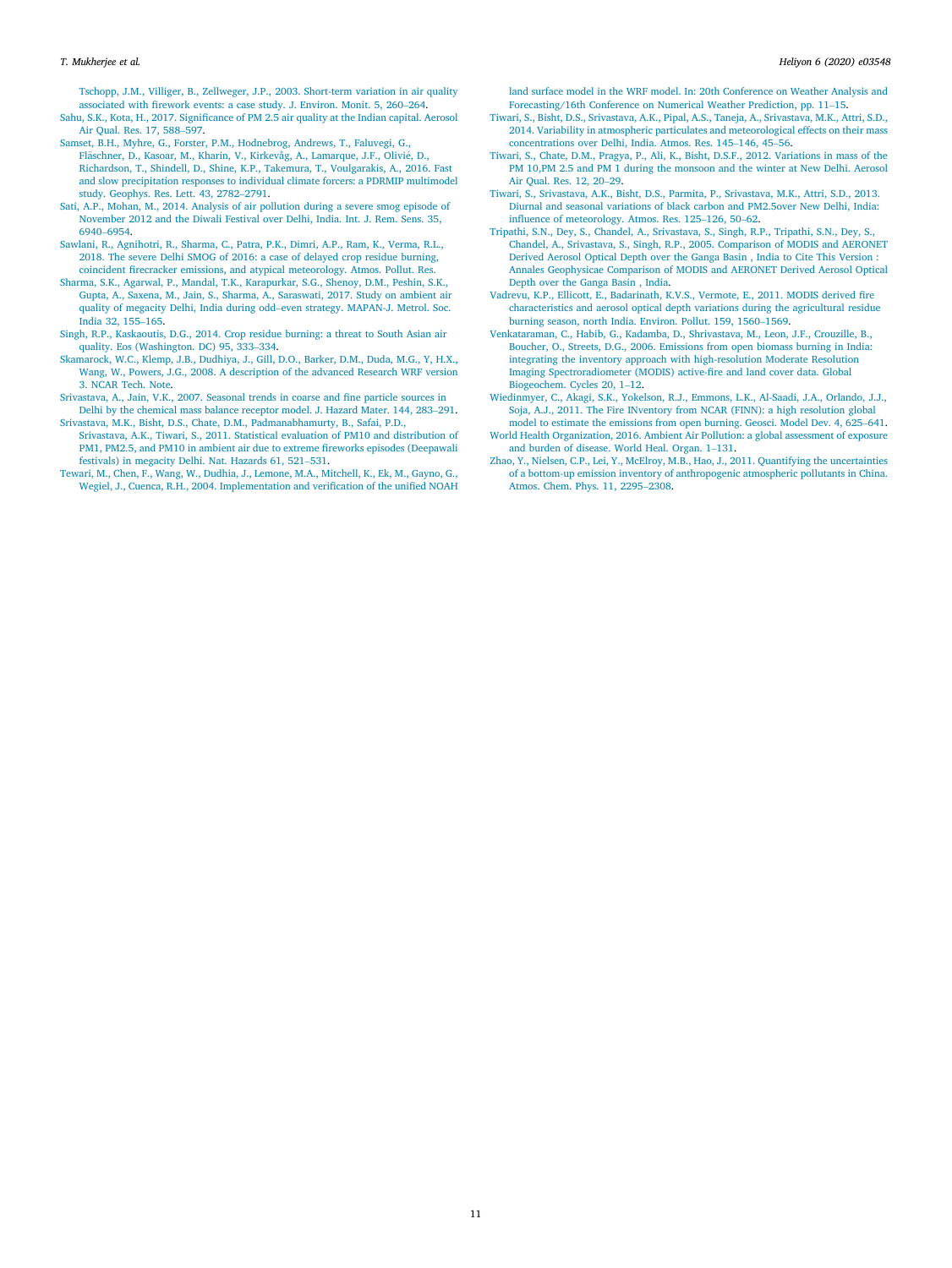Tschopp, J.M., Villiger, B., Zellweger, J.P., 2003. Short-term variation in air quality associated with firework events: a case study. J. Environ. Monit. 5, 260–264.

Sahu, S.K., Kota, H., 2017. Significance of PM 2.5 air quality at the Indian capital. Aerosol Air Qual. Res. 17, 588–597.

Samset, B.H., Myhre, G., Forster, P.M., Hodnebrog, Andrews, T., Faluvegi, G., Fläschner, D., Kasoar, M., Kharin, V., Kirkevåg, A., Lamarque, J.F., Olivié, D., Richardson, T., Shindell, D., Shine, K.P., Takemura, T., Voulgarakis, A., 2016. Fast and slow precipitation responses to individual climate forcers: a PDRMIP multimodel study. Geophys. Res. Lett. 43, 2782–2791.

Sati, A.P., Mohan, M., 2014. Analysis of air pollution during a severe smog episode of November 2012 and the Diwali Festival over Delhi, India. Int. J. Rem. Sens. 35, 6940–6954.

Sawlani, R., Agnihotri, R., Sharma, C., Patra, P.K., Dimri, A.P., Ram, K., Verma, R.L., 2018. The severe Delhi SMOG of 2016: a case of delayed crop residue burning, coincident firecracker emissions, and atypical meteorology. Atmos. Pollut. Res.

Sharma, S.K., Agarwal, P., Mandal, T.K., Karapurkar, S.G., Shenoy, D.M., Peshin, S.K., Gupta, A., Saxena, M., Jain, S., Sharma, A., Saraswati, 2017. Study on ambient air quality of megacity Delhi, India during odd–even strategy. MAPAN-J. Metrol. Soc. India 32, 155–165.

Singh, R.P., Kaskaoutis, D.G., 2014. Crop residue burning: a threat to South Asian air quality. Eos (Washington. DC) 95, 333–334.

Skamarock, W.C., Klemp, J.B., Dudhiya, J., Gill, D.O., Barker, D.M., Duda, M.G., Y, H.X., Wang, W., Powers, J.G., 2008. A description of the advanced Research WRF version 3. NCAR Tech. Note.

Srivastava, A., Jain, V.K., 2007. Seasonal trends in coarse and fine particle sources in Delhi by the chemical mass balance receptor model. J. Hazard Mater. 144, 283–291.

Srivastava, M.K., Bisht, D.S., Chate, D.M., Padmanabhamurty, B., Safai, P.D., Srivastava, A.K., Tiwari, S., 2011. Statistical evaluation of PM10 and distribution of PM1, PM2.5, and PM10 in ambient air due to extreme fireworks episodes (Deepawali festivals) in megacity Delhi. Nat. Hazards 61, 521–531.

Tewari, M., Chen, F., Wang, W., Dudhia, J., Lemone, M.A., Mitchell, K., Ek, M., Gayno, G., Wegiel, J., Cuenca, R.H., 2004. Implementation and verification of the unified NOAH land surface model in the WRF model. In: 20th Conference on Weather Analysis and Forecasting/16th Conference on Numerical Weather Prediction, pp. 11–15.

Tiwari, S., Bisht, D.S., Srivastava, A.K., Pipal, A.S., Taneja, A., Srivastava, M.K., Attri, S.D., 2014. Variability in atmospheric particulates and meteorological effects on their mass concentrations over Delhi, India. Atmos. Res. 145–146, 45–56.

Tiwari, S., Chate, D.M., Pragya, P., Ali, K., Bisht, D.S.F., 2012. Variations in mass of the PM 10,PM 2.5 and PM 1 during the monsoon and the winter at New Delhi. Aerosol Air Qual. Res. 12, 20–29.

Tiwari, S., Srivastava, A.K., Bisht, D.S., Parmita, P., Srivastava, M.K., Attri, S.D., 2013. Diurnal and seasonal variations of black carbon and PM2.5over New Delhi, India: influence of meteorology. Atmos. Res. 125–126, 50–62.

Tripathi, S.N., Dey, S., Chandel, A., Srivastava, S., Singh, R.P., Tripathi, S.N., Dey, S., Chandel, A., Srivastava, S., Singh, R.P., 2005. Comparison of MODIS and AERONET Derived Aerosol Optical Depth over the Ganga Basin , India to Cite This Version : Annales Geophysicae Comparison of MODIS and AERONET Derived Aerosol Optical Depth over the Ganga Basin , India.

Vadrevu, K.P., Ellicott, E., Badarinath, K.V.S., Vermote, E., 2011. MODIS derived fire characteristics and aerosol optical depth variations during the agricultural residue burning season, north India. Environ. Pollut. 159, 1560–1569.

Venkataraman, C., Habib, G., Kadamba, D., Shrivastava, M., Leon, J.F., Crouzille, B., Boucher, O., Streets, D.G., 2006. Emissions from open biomass burning in India: integrating the inventory approach with high-resolution Moderate Resolution Imaging Spectroradiometer (MODIS) active-fire and land cover data. Global Biogeochem. Cycles 20, 1–12.

Wiedinmyer, C., Akagi, S.K., Yokelson, R.J., Emmons, L.K., Al-Saadi, J.A., Orlando, J.J., Soja, A.J., 2011. The Fire INventory from NCAR (FINN): a high resolution global model to estimate the emissions from open burning. Geosci. Model Dev. 4, 625–641.

World Health Organization, 2016. Ambient Air Pollution: a global assessment of exposure and burden of disease. World Heal. Organ. 1–131.

Zhao, Y., Nielsen, C.P., Lei, Y., McElroy, M.B., Hao, J., 2011. Quantifying the uncertainties of a bottom-up emission inventory of anthropogenic atmospheric pollutants in China. Atmos. Chem. Phys. 11, 2295–2308.